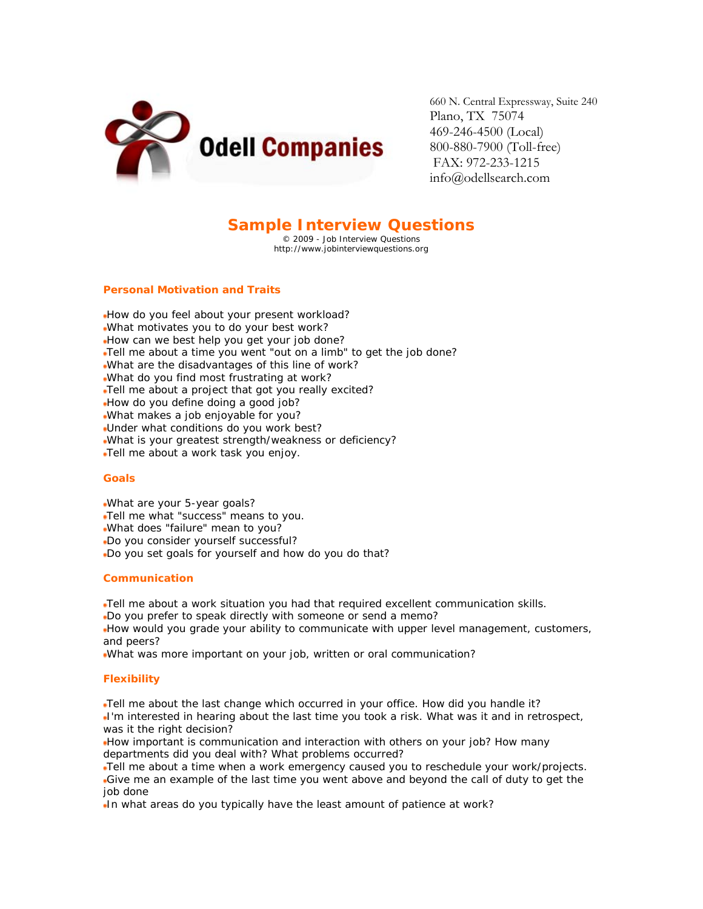Odell Companies

660 N. Central Expressway, Suite 240
Plano, TX 75074
469-246-4500 (Local)
800-880-7900 (Toll-free)
FAX: 972-233-1215
info@odellsearch.com

# Sample Interview Questions

© 2009 - Job Interview Questions
http://www.jobinterviewquestions.org

## Personal Motivation and Traits

- How do you feel about your present workload?
- What motivates you to do your best work?
- How can we best help you get your job done?
- Tell me about a time you went "out on a limb" to get the job done?
- What are the disadvantages of this line of work?
- What do you find most frustrating at work?
- Tell me about a project that got you really excited?
- How do you define doing a good job?
- What makes a job enjoyable for you?
- Under what conditions do you work best?
- What is your greatest strength/weakness or deficiency?
- Tell me about a work task you enjoy.

## Goals

- What are your 5-year goals?
- Tell me what "success" means to you.
- What does "failure" mean to you?
- Do you consider yourself successful?
- Do you set goals for yourself and how do you do that?

## Communication

- Tell me about a work situation you had that required excellent communication skills.
- Do you prefer to speak directly with someone or send a memo?
- How would you grade your ability to communicate with upper level management, customers, and peers?
- What was more important on your job, written or oral communication?

## Flexibility

- Tell me about the last change which occurred in your office. How did you handle it?
- I'm interested in hearing about the last time you took a risk. What was it and in retrospect, was it the right decision?
- How important is communication and interaction with others on your job? How many departments did you deal with? What problems occurred?
- Tell me about a time when a work emergency caused you to reschedule your work/projects.
- Give me an example of the last time you went above and beyond the call of duty to get the job done
- In what areas do you typically have the least amount of patience at work?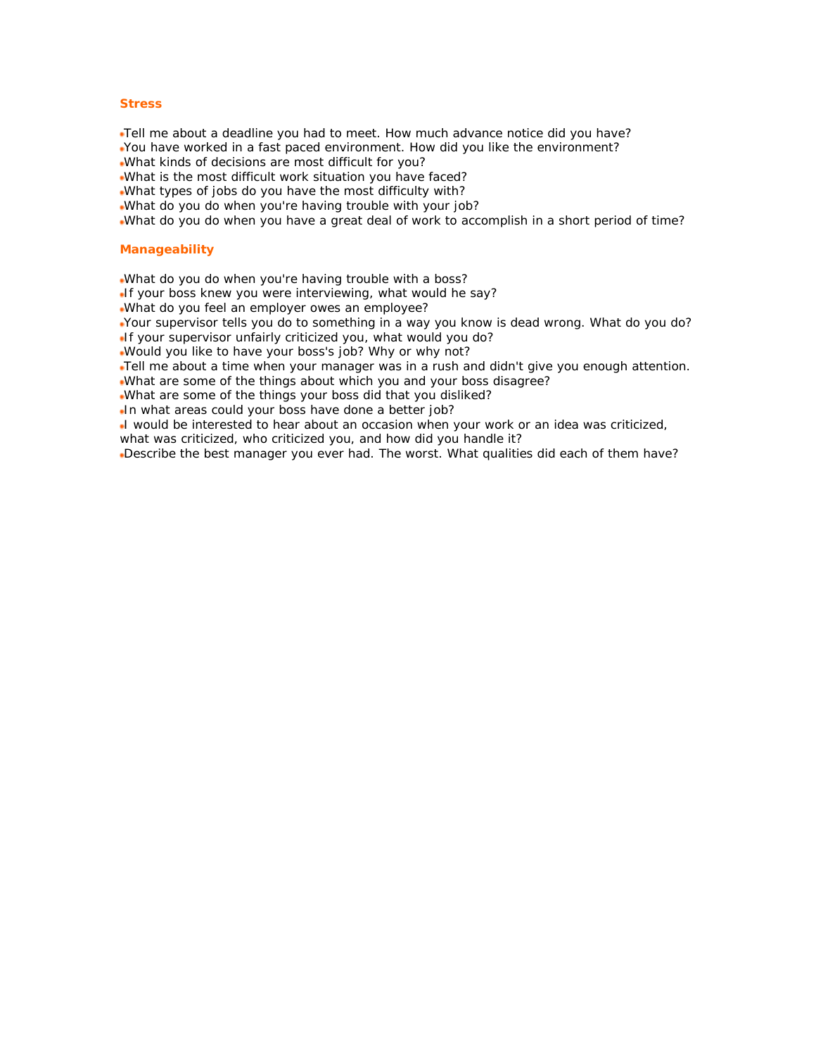## Stress

- Tell me about a deadline you had to meet. How much advance notice did you have?
- You have worked in a fast paced environment. How did you like the environment?
- What kinds of decisions are most difficult for you?
- What is the most difficult work situation you have faced?
- What types of jobs do you have the most difficulty with?
- What do you do when you're having trouble with your job?
- What do you do when you have a great deal of work to accomplish in a short period of time?

## Manageability

- What do you do when you're having trouble with a boss?
- If your boss knew you were interviewing, what would he say?
- What do you feel an employer owes an employee?
- Your supervisor tells you do to something in a way you know is dead wrong. What do you do?
- If your supervisor unfairly criticized you, what would you do?
- Would you like to have your boss's job? Why or why not?
- Tell me about a time when your manager was in a rush and didn't give you enough attention.
- What are some of the things about which you and your boss disagree?
- What are some of the things your boss did that you disliked?
- In what areas could your boss have done a better job?
- I would be interested to hear about an occasion when your work or an idea was criticized, what was criticized, who criticized you, and how did you handle it?
- Describe the best manager you ever had. The worst. What qualities did each of them have?